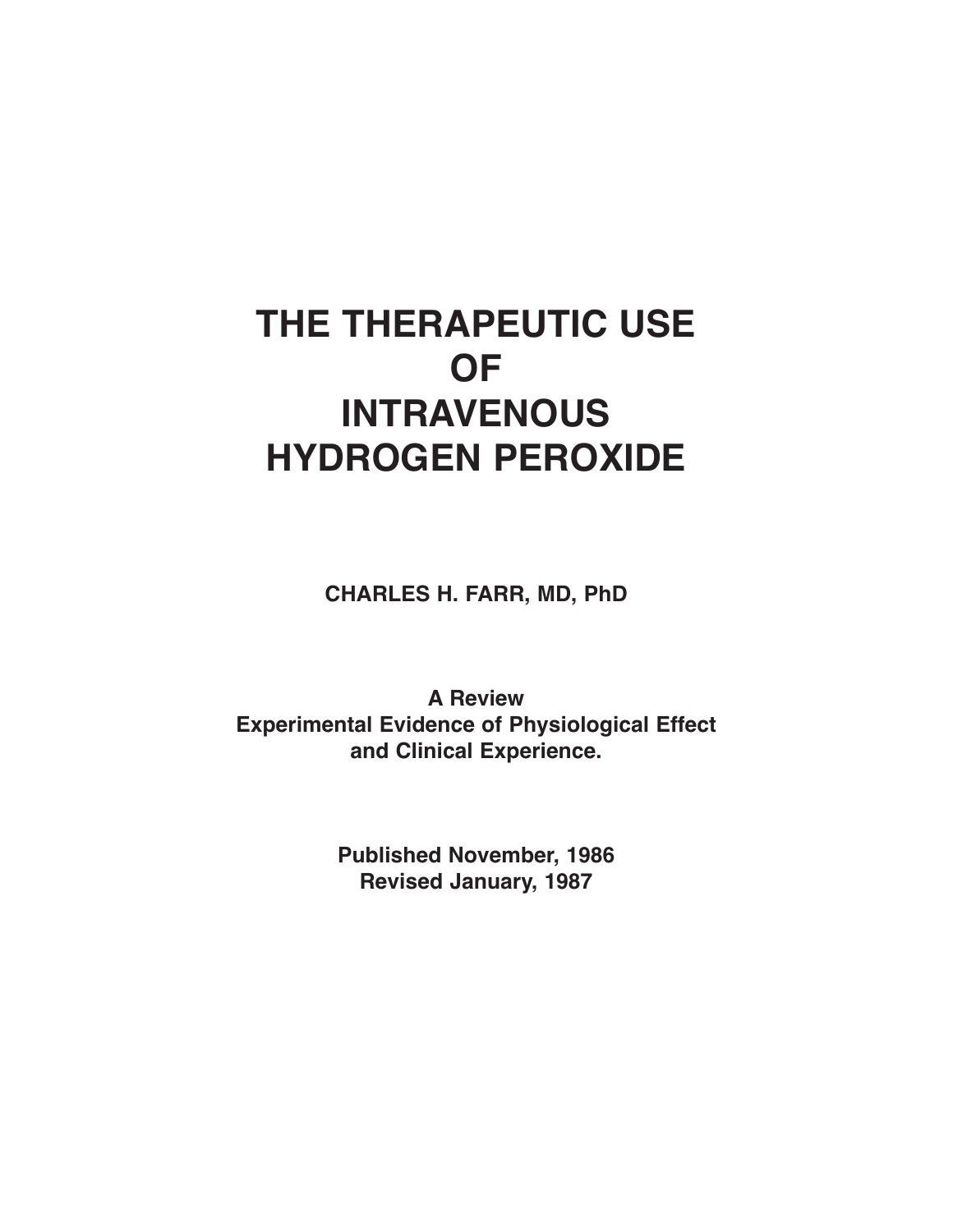# THE THERAPEUTIC USE OF INTRAVENOUS HYDROGEN PEROXIDE

**CHARLES H. FARR, MD, PhD**

**A Review**
**Experimental Evidence of Physiological Effect and Clinical Experience.**

**Published November, 1986**
**Revised January, 1987**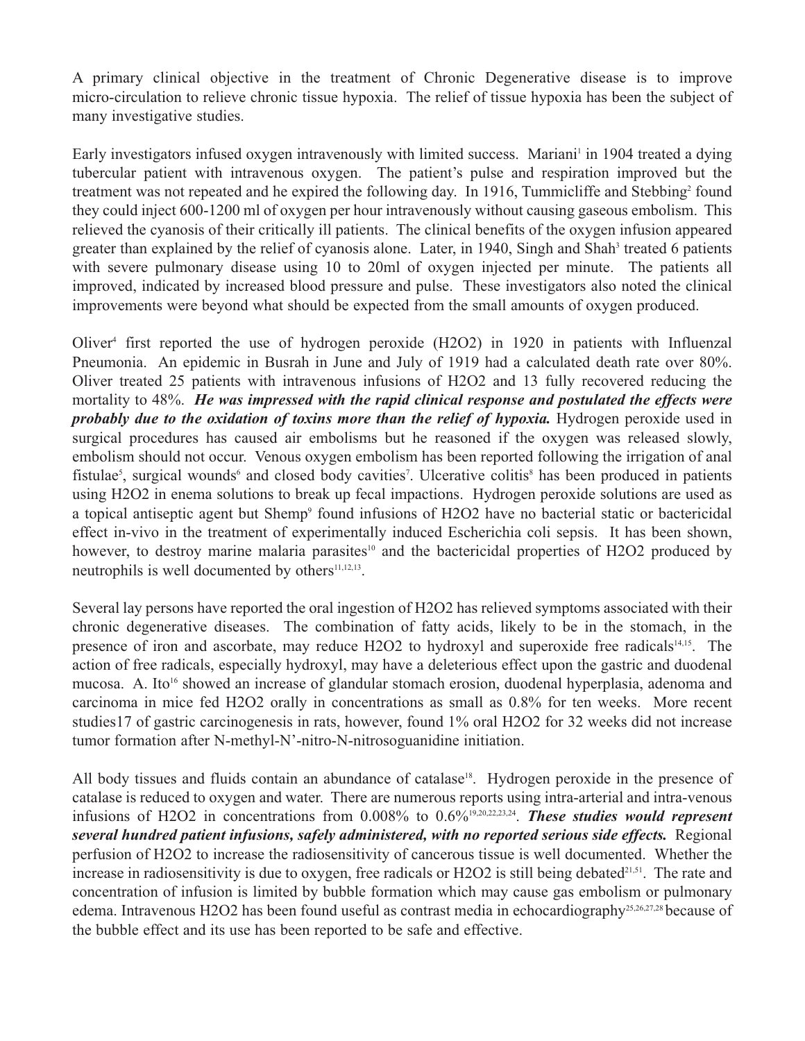A primary clinical objective in the treatment of Chronic Degenerative disease is to improve micro-circulation to relieve chronic tissue hypoxia. The relief of tissue hypoxia has been the subject of many investigative studies.

Early investigators infused oxygen intravenously with limited success. Mariani[1] in 1904 treated a dying tubercular patient with intravenous oxygen. The patient's pulse and respiration improved but the treatment was not repeated and he expired the following day. In 1916, Tummicliffe and Stebbing[2] found they could inject 600-1200 ml of oxygen per hour intravenously without causing gaseous embolism. This relieved the cyanosis of their critically ill patients. The clinical benefits of the oxygen infusion appeared greater than explained by the relief of cyanosis alone. Later, in 1940, Singh and Shah[3] treated 6 patients with severe pulmonary disease using 10 to 20ml of oxygen injected per minute. The patients all improved, indicated by increased blood pressure and pulse. These investigators also noted the clinical improvements were beyond what should be expected from the small amounts of oxygen produced.

Oliver[4] first reported the use of hydrogen peroxide ($H2O2$) in 1920 in patients with Influenzal Pneumonia. An epidemic in Busrah in June and July of 1919 had a calculated death rate over 80%. Oliver treated 25 patients with intravenous infusions of H2O2 and 13 fully recovered reducing the mortality to 48%. ***He was impressed with the rapid clinical response and postulated the effects were probably due to the oxidation of toxins more than the relief of hypoxia.*** Hydrogen peroxide used in surgical procedures has caused air embolisms but he reasoned if the oxygen was released slowly, embolism should not occur. Venous oxygen embolism has been reported following the irrigation of anal fistulae[5], surgical wounds[6] and closed body cavities[7]. Ulcerative colitis[8] has been produced in patients using H2O2 in enema solutions to break up fecal impactions. Hydrogen peroxide solutions are used as a topical antiseptic agent but Shemp[9] found infusions of H2O2 have no bacterial static or bactericidal effect in-vivo in the treatment of experimentally induced Escherichia coli sepsis. It has been shown, however, to destroy marine malaria parasites[10] and the bactericidal properties of H2O2 produced by neutrophils is well documented by others[11,12,13].

Several lay persons have reported the oral ingestion of H2O2 has relieved symptoms associated with their chronic degenerative diseases. The combination of fatty acids, likely to be in the stomach, in the presence of iron and ascorbate, may reduce H2O2 to hydroxyl and superoxide free radicals[14,15]. The action of free radicals, especially hydroxyl, may have a deleterious effect upon the gastric and duodenal mucosa. A. Ito[16] showed an increase of glandular stomach erosion, duodenal hyperplasia, adenoma and carcinoma in mice fed H2O2 orally in concentrations as small as 0.8% for ten weeks. More recent studies17 of gastric carcinogenesis in rats, however, found 1% oral H2O2 for 32 weeks did not increase tumor formation after N-methyl-N'-nitro-N-nitrosoguanidine initiation.

All body tissues and fluids contain an abundance of catalase[18]. Hydrogen peroxide in the presence of catalase is reduced to oxygen and water. There are numerous reports using intra-arterial and intra-venous infusions of H2O2 in concentrations from 0.008% to 0.6%[19,20,22,23,24]. ***These studies would represent several hundred patient infusions, safely administered, with no reported serious side effects.*** Regional perfusion of H2O2 to increase the radiosensitivity of cancerous tissue is well documented. Whether the increase in radiosensitivity is due to oxygen, free radicals or H2O2 is still being debated[21,51]. The rate and concentration of infusion is limited by bubble formation which may cause gas embolism or pulmonary edema. Intravenous H2O2 has been found useful as contrast media in echocardiography[25,26,27,28] because of the bubble effect and its use has been reported to be safe and effective.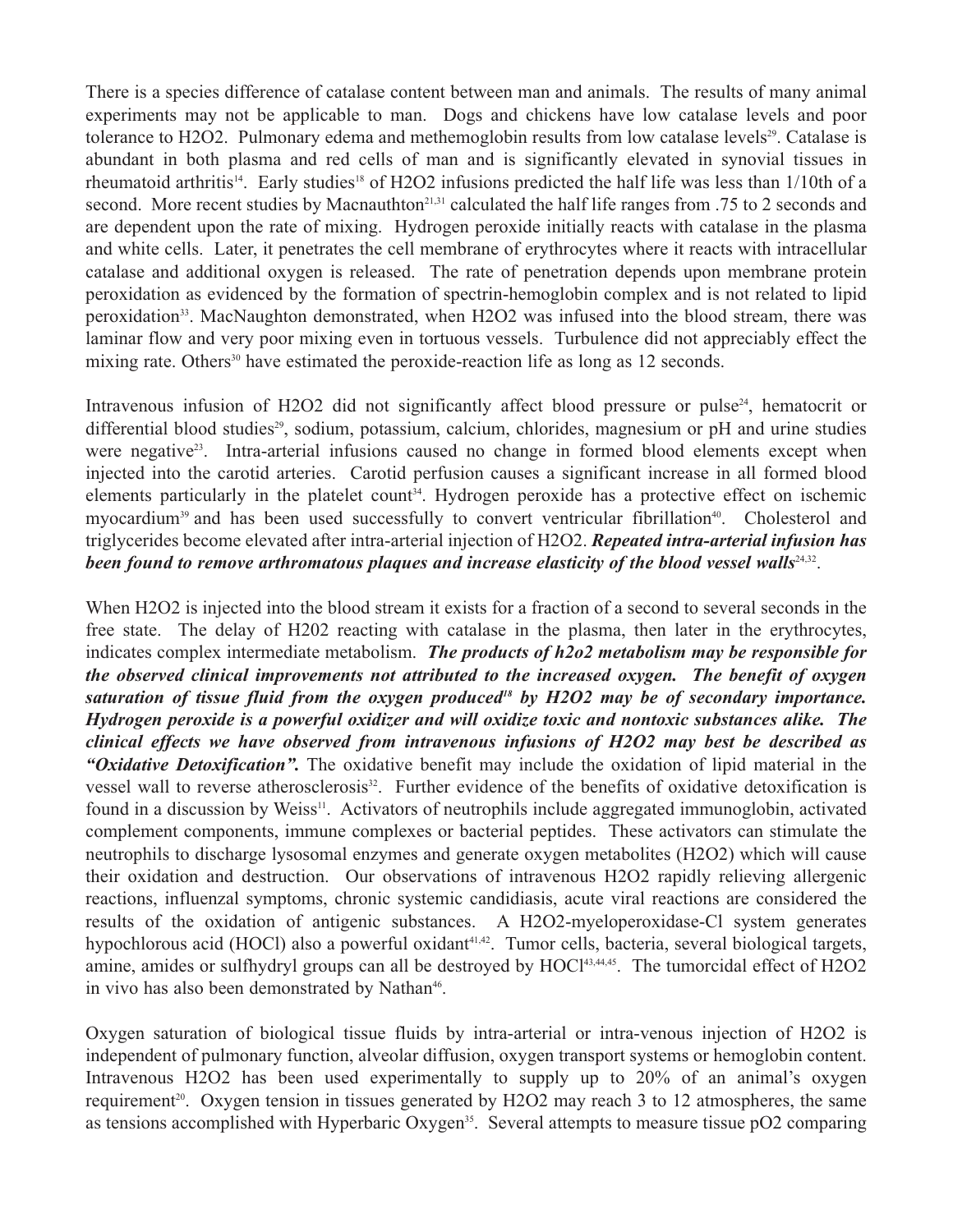There is a species difference of catalase content between man and animals. The results of many animal experiments may not be applicable to man. Dogs and chickens have low catalase levels and poor tolerance to H2O2. Pulmonary edema and methemoglobin results from low catalase levels[29]. Catalase is abundant in both plasma and red cells of man and is significantly elevated in synovial tissues in rheumatoid arthritis[14]. Early studies[18] of H2O2 infusions predicted the half life was less than 1/10th of a second. More recent studies by Macnauthton[21,31] calculated the half life ranges from .75 to 2 seconds and are dependent upon the rate of mixing. Hydrogen peroxide initially reacts with catalase in the plasma and white cells. Later, it penetrates the cell membrane of erythrocytes where it reacts with intracellular catalase and additional oxygen is released. The rate of penetration depends upon membrane protein peroxidation as evidenced by the formation of spectrin-hemoglobin complex and is not related to lipid peroxidation[33]. MacNaughton demonstrated, when H2O2 was infused into the blood stream, there was laminar flow and very poor mixing even in tortuous vessels. Turbulence did not appreciably effect the mixing rate. Others[30] have estimated the peroxide-reaction life as long as 12 seconds.

Intravenous infusion of H2O2 did not significantly affect blood pressure or pulse[24], hematocrit or differential blood studies[29], sodium, potassium, calcium, chlorides, magnesium or pH and urine studies were negative[23]. Intra-arterial infusions caused no change in formed blood elements except when injected into the carotid arteries. Carotid perfusion causes a significant increase in all formed blood elements particularly in the platelet count[34]. Hydrogen peroxide has a protective effect on ischemic myocardium[39] and has been used successfully to convert ventricular fibrillation[40]. Cholesterol and triglycerides become elevated after intra-arterial injection of H2O2. ***Repeated intra-arterial infusion has been found to remove arthromatous plaques and increase elasticity of the blood vessel walls***[24,32].

When H2O2 is injected into the blood stream it exists for a fraction of a second to several seconds in the free state. The delay of H202 reacting with catalase in the plasma, then later in the erythrocytes, indicates complex intermediate metabolism. ***The products of h2o2 metabolism may be responsible for the observed clinical improvements not attributed to the increased oxygen. The benefit of oxygen saturation of tissue fluid from the oxygen produced***[18] ***by H2O2 may be of secondary importance. Hydrogen peroxide is a powerful oxidizer and will oxidize toxic and nontoxic substances alike. The clinical effects we have observed from intravenous infusions of H2O2 may best be described as "Oxidative Detoxification".*** The oxidative benefit may include the oxidation of lipid material in the vessel wall to reverse atherosclerosis[32]. Further evidence of the benefits of oxidative detoxification is found in a discussion by Weiss[11]. Activators of neutrophils include aggregated immunoglobin, activated complement components, immune complexes or bacterial peptides. These activators can stimulate the neutrophils to discharge lysosomal enzymes and generate oxygen metabolites (H2O2) which will cause their oxidation and destruction. Our observations of intravenous H2O2 rapidly relieving allergenic reactions, influenzal symptoms, chronic systemic candidiasis, acute viral reactions are considered the results of the oxidation of antigenic substances. A H2O2-myeloperoxidase-Cl system generates hypochlorous acid (HOCl) also a powerful oxidant[41,42]. Tumor cells, bacteria, several biological targets, amine, amides or sulfhydryl groups can all be destroyed by HOCl[43,44,45]. The tumorcidal effect of H2O2 in vivo has also been demonstrated by Nathan[46].

Oxygen saturation of biological tissue fluids by intra-arterial or intra-venous injection of H2O2 is independent of pulmonary function, alveolar diffusion, oxygen transport systems or hemoglobin content. Intravenous H2O2 has been used experimentally to supply up to 20% of an animal's oxygen requirement[20]. Oxygen tension in tissues generated by H2O2 may reach 3 to 12 atmospheres, the same as tensions accomplished with Hyperbaric Oxygen[35]. Several attempts to measure tissue pO2 comparing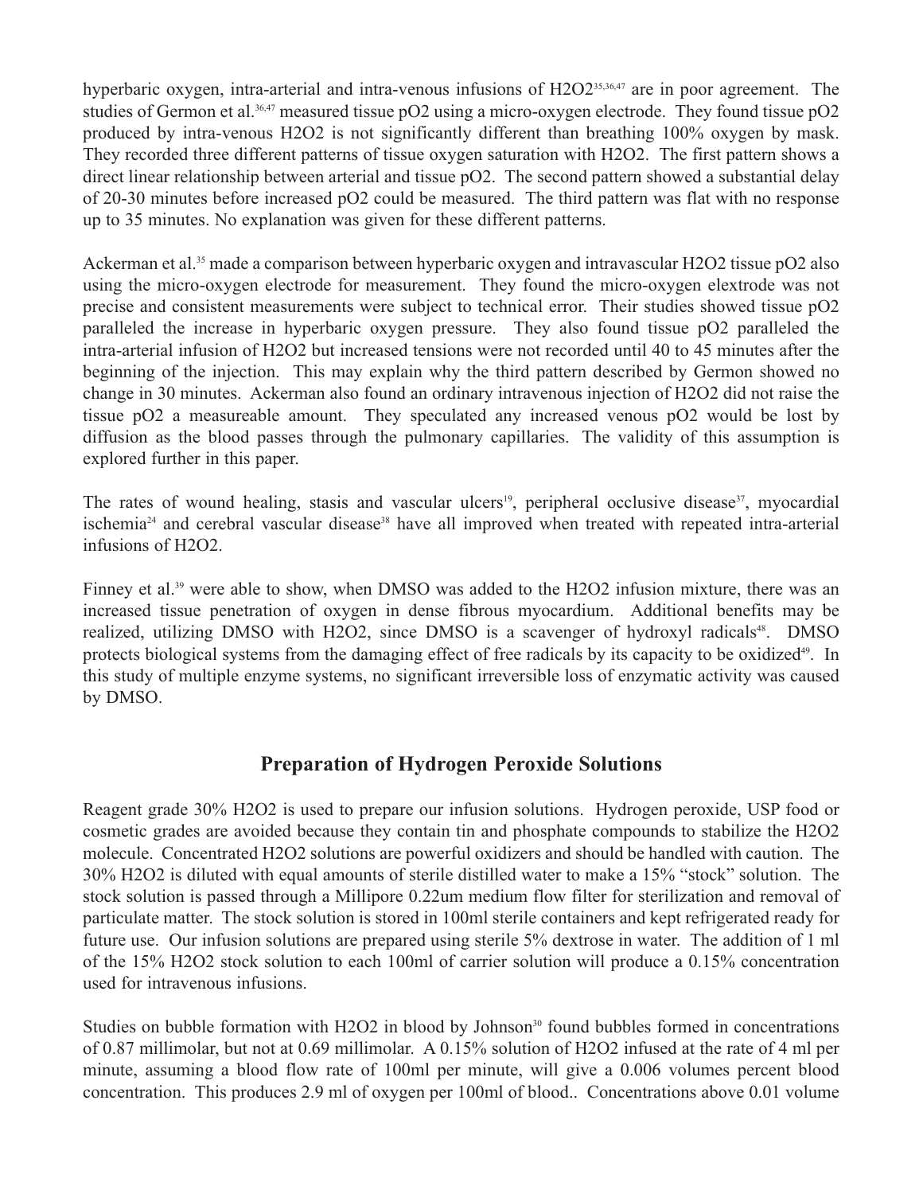hyperbaric oxygen, intra-arterial and intra-venous infusions of $H_2O_2$[35,36,47] are in poor agreement. The studies of Germon et al.[36,47] measured tissue $pO_2$ using a micro-oxygen electrode. They found tissue $pO_2$ produced by intra-venous $H_2O_2$ is not significantly different than breathing 100% oxygen by mask. They recorded three different patterns of tissue oxygen saturation with $H_2O_2$. The first pattern shows a direct linear relationship between arterial and tissue $pO_2$. The second pattern showed a substantial delay of 20-30 minutes before increased $pO_2$ could be measured. The third pattern was flat with no response up to 35 minutes. No explanation was given for these different patterns.

Ackerman et al.[35] made a comparison between hyperbaric oxygen and intravascular $H_2O_2$ tissue $pO_2$ also using the micro-oxygen electrode for measurement. They found the micro-oxygen elextrode was not precise and consistent measurements were subject to technical error. Their studies showed tissue $pO_2$ paralleled the increase in hyperbaric oxygen pressure. They also found tissue $pO_2$ paralleled the intra-arterial infusion of $H_2O_2$ but increased tensions were not recorded until 40 to 45 minutes after the beginning of the injection. This may explain why the third pattern described by Germon showed no change in 30 minutes. Ackerman also found an ordinary intravenous injection of $H_2O_2$ did not raise the tissue $pO_2$ a measureable amount. They speculated any increased venous $pO_2$ would be lost by diffusion as the blood passes through the pulmonary capillaries. The validity of this assumption is explored further in this paper.

The rates of wound healing, stasis and vascular ulcers[19], peripheral occlusive disease[37], myocardial ischemia[24] and cerebral vascular disease[38] have all improved when treated with repeated intra-arterial infusions of $H_2O_2$.

Finney et al.[39] were able to show, when DMSO was added to the $H_2O_2$ infusion mixture, there was an increased tissue penetration of oxygen in dense fibrous myocardium. Additional benefits may be realized, utilizing DMSO with $H_2O_2$, since DMSO is a scavenger of hydroxyl radicals[48]. DMSO protects biological systems from the damaging effect of free radicals by its capacity to be oxidized[49]. In this study of multiple enzyme systems, no significant irreversible loss of enzymatic activity was caused by DMSO.

## Preparation of Hydrogen Peroxide Solutions

Reagent grade 30% $H_2O_2$ is used to prepare our infusion solutions. Hydrogen peroxide, USP food or cosmetic grades are avoided because they contain tin and phosphate compounds to stabilize the $H_2O_2$ molecule. Concentrated $H_2O_2$ solutions are powerful oxidizers and should be handled with caution. The 30% $H_2O_2$ is diluted with equal amounts of sterile distilled water to make a 15% "stock" solution. The stock solution is passed through a Millipore 0.22um medium flow filter for sterilization and removal of particulate matter. The stock solution is stored in 100ml sterile containers and kept refrigerated ready for future use. Our infusion solutions are prepared using sterile 5% dextrose in water. The addition of 1 ml of the 15% $H_2O_2$ stock solution to each 100ml of carrier solution will produce a 0.15% concentration used for intravenous infusions.

Studies on bubble formation with $H_2O_2$ in blood by Johnson[30] found bubbles formed in concentrations of 0.87 millimolar, but not at 0.69 millimolar. A 0.15% solution of $H_2O_2$ infused at the rate of 4 ml per minute, assuming a blood flow rate of 100ml per minute, will give a 0.006 volumes percent blood concentration. This produces 2.9 ml of oxygen per 100ml of blood.. Concentrations above 0.01 volume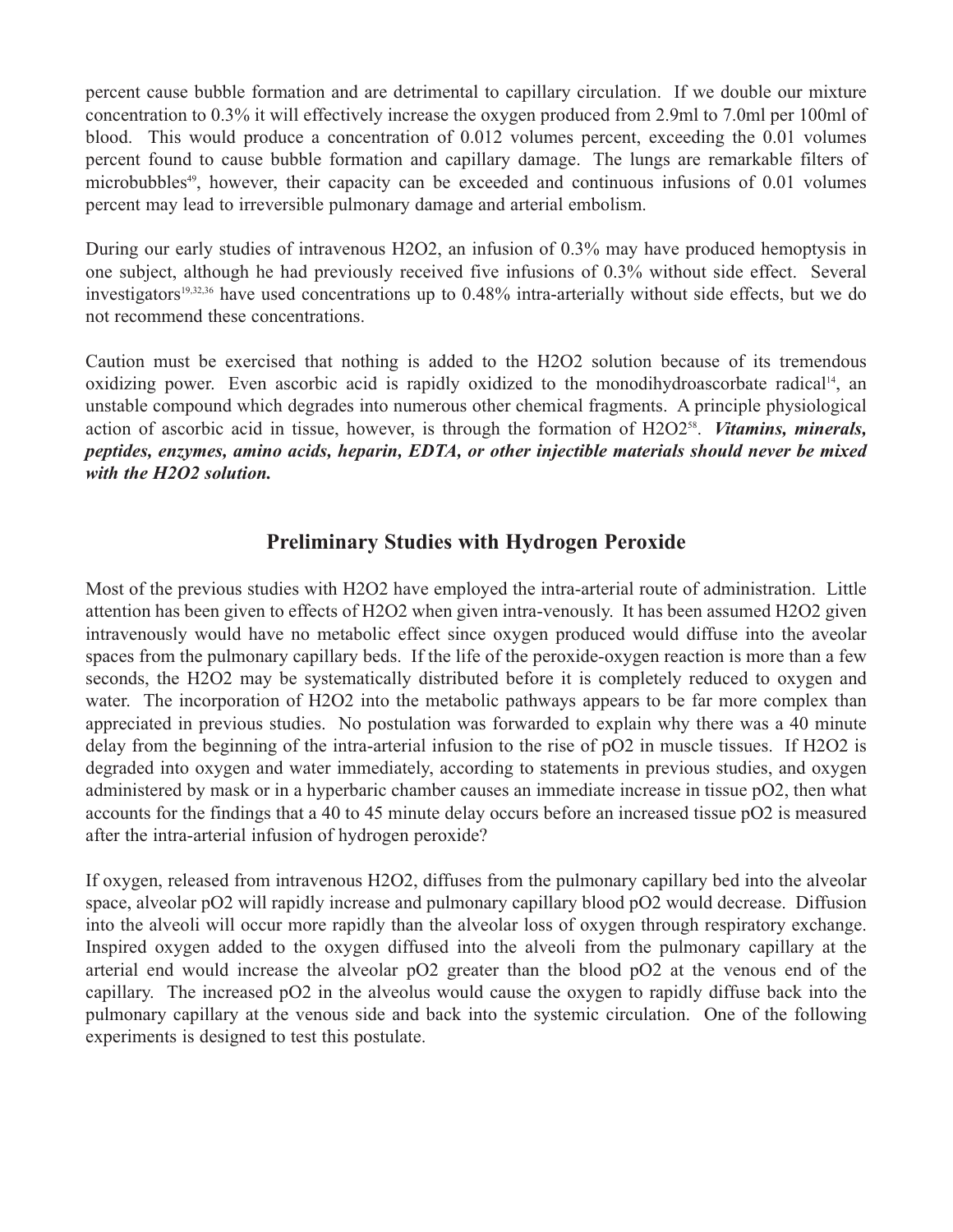percent cause bubble formation and are detrimental to capillary circulation. If we double our mixture concentration to 0.3% it will effectively increase the oxygen produced from 2.9ml to 7.0ml per 100ml of blood. This would produce a concentration of 0.012 volumes percent, exceeding the 0.01 volumes percent found to cause bubble formation and capillary damage. The lungs are remarkable filters of microbubbles[49], however, their capacity can be exceeded and continuous infusions of 0.01 volumes percent may lead to irreversible pulmonary damage and arterial embolism.

During our early studies of intravenous H2O2, an infusion of 0.3% may have produced hemoptysis in one subject, although he had previously received five infusions of 0.3% without side effect. Several investigators[19,32,36] have used concentrations up to 0.48% intra-arterially without side effects, but we do not recommend these concentrations.

Caution must be exercised that nothing is added to the H2O2 solution because of its tremendous oxidizing power. Even ascorbic acid is rapidly oxidized to the monodihydroascorbate radical[14], an unstable compound which degrades into numerous other chemical fragments. A principle physiological action of ascorbic acid in tissue, however, is through the formation of H2O2[58]. ***Vitamins, minerals, peptides, enzymes, amino acids, heparin, EDTA, or other injectible materials should never be mixed with the H2O2 solution.***

## Preliminary Studies with Hydrogen Peroxide

Most of the previous studies with H2O2 have employed the intra-arterial route of administration. Little attention has been given to effects of H2O2 when given intra-venously. It has been assumed H2O2 given intravenously would have no metabolic effect since oxygen produced would diffuse into the aveolar spaces from the pulmonary capillary beds. If the life of the peroxide-oxygen reaction is more than a few seconds, the H2O2 may be systematically distributed before it is completely reduced to oxygen and water. The incorporation of H2O2 into the metabolic pathways appears to be far more complex than appreciated in previous studies. No postulation was forwarded to explain why there was a 40 minute delay from the beginning of the intra-arterial infusion to the rise of pO2 in muscle tissues. If H2O2 is degraded into oxygen and water immediately, according to statements in previous studies, and oxygen administered by mask or in a hyperbaric chamber causes an immediate increase in tissue pO2, then what accounts for the findings that a 40 to 45 minute delay occurs before an increased tissue pO2 is measured after the intra-arterial infusion of hydrogen peroxide?

If oxygen, released from intravenous H2O2, diffuses from the pulmonary capillary bed into the alveolar space, alveolar pO2 will rapidly increase and pulmonary capillary blood pO2 would decrease. Diffusion into the alveoli will occur more rapidly than the alveolar loss of oxygen through respiratory exchange. Inspired oxygen added to the oxygen diffused into the alveoli from the pulmonary capillary at the arterial end would increase the alveolar pO2 greater than the blood pO2 at the venous end of the capillary. The increased pO2 in the alveolus would cause the oxygen to rapidly diffuse back into the pulmonary capillary at the venous side and back into the systemic circulation. One of the following experiments is designed to test this postulate.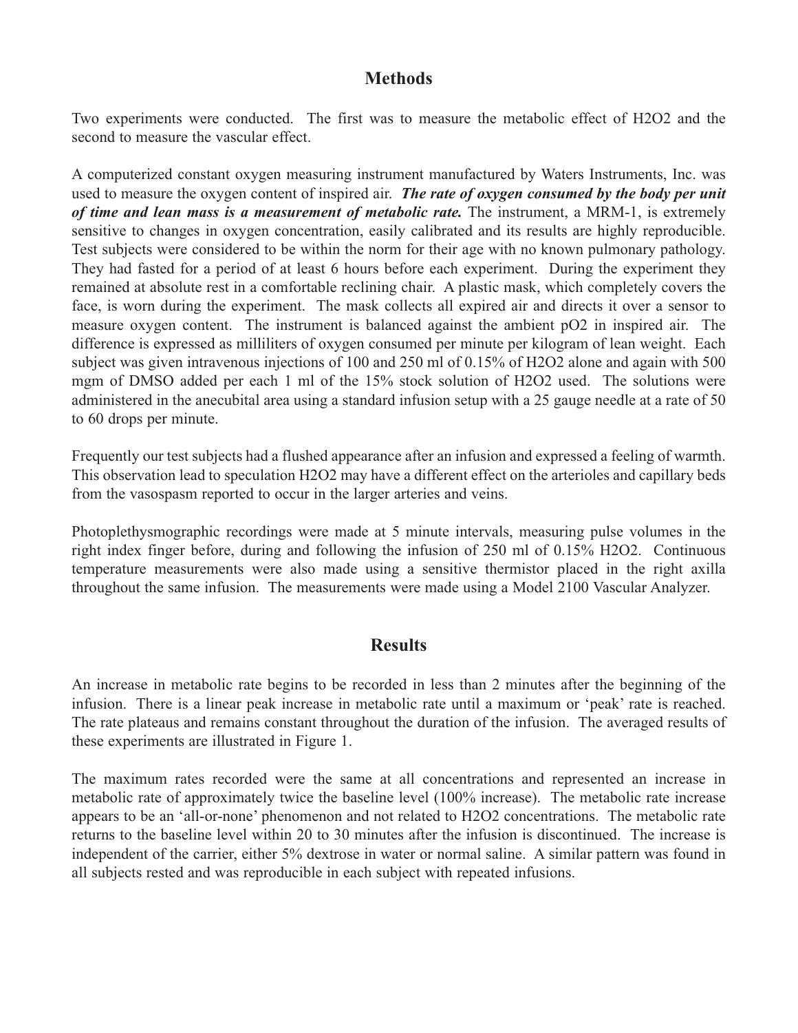## Methods

Two experiments were conducted. The first was to measure the metabolic effect of $H_2O_2$ and the second to measure the vascular effect.

A computerized constant oxygen measuring instrument manufactured by Waters Instruments, Inc. was used to measure the oxygen content of inspired air. ***The rate of oxygen consumed by the body per unit of time and lean mass is a measurement of metabolic rate.*** The instrument, a MRM-1, is extremely sensitive to changes in oxygen concentration, easily calibrated and its results are highly reproducible. Test subjects were considered to be within the norm for their age with no known pulmonary pathology. They had fasted for a period of at least 6 hours before each experiment. During the experiment they remained at absolute rest in a comfortable reclining chair. A plastic mask, which completely covers the face, is worn during the experiment. The mask collects all expired air and directs it over a sensor to measure oxygen content. The instrument is balanced against the ambient $pO_2$ in inspired air. The difference is expressed as milliliters of oxygen consumed per minute per kilogram of lean weight. Each subject was given intravenous injections of 100 and 250 ml of 0.15% of $H_2O_2$ alone and again with 500 mgm of DMSO added per each 1 ml of the 15% stock solution of $H_2O_2$ used. The solutions were administered in the anecubital area using a standard infusion setup with a 25 gauge needle at a rate of 50 to 60 drops per minute.

Frequently our test subjects had a flushed appearance after an infusion and expressed a feeling of warmth. This observation lead to speculation $H_2O_2$ may have a different effect on the arterioles and capillary beds from the vasospasm reported to occur in the larger arteries and veins.

Photoplethysmographic recordings were made at 5 minute intervals, measuring pulse volumes in the right index finger before, during and following the infusion of 250 ml of 0.15% $H_2O_2$. Continuous temperature measurements were also made using a sensitive thermistor placed in the right axilla throughout the same infusion. The measurements were made using a Model 2100 Vascular Analyzer.

## Results

An increase in metabolic rate begins to be recorded in less than 2 minutes after the beginning of the infusion. There is a linear peak increase in metabolic rate until a maximum or 'peak' rate is reached. The rate plateaus and remains constant throughout the duration of the infusion. The averaged results of these experiments are illustrated in Figure 1.

The maximum rates recorded were the same at all concentrations and represented an increase in metabolic rate of approximately twice the baseline level (100% increase). The metabolic rate increase appears to be an 'all-or-none' phenomenon and not related to $H_2O_2$ concentrations. The metabolic rate returns to the baseline level within 20 to 30 minutes after the infusion is discontinued. The increase is independent of the carrier, either 5% dextrose in water or normal saline. A similar pattern was found in all subjects rested and was reproducible in each subject with repeated infusions.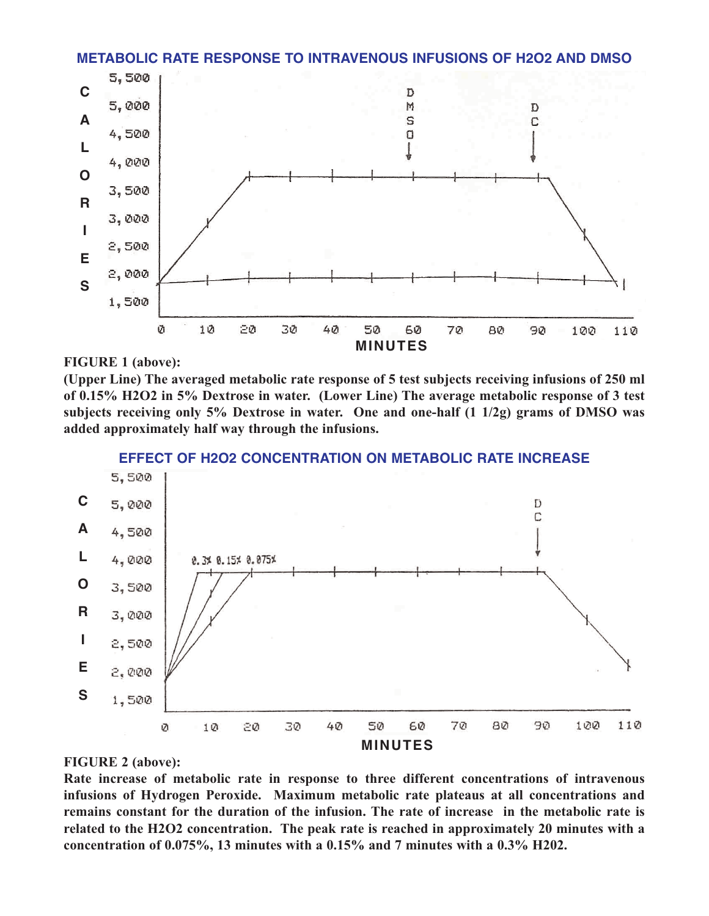**METABOLIC RATE RESPONSE TO INTRAVENOUS INFUSIONS OF H2O2 AND DMSO**

**FIGURE 1 (above):**
**(Upper Line) The averaged metabolic rate response of 5 test subjects receiving infusions of 250 ml of 0.15% $H_2O_2$ in 5% Dextrose in water. (Lower Line) The average metabolic response of 3 test subjects receiving only 5% Dextrose in water. One and one-half (1 1/2g) grams of DMSO was added approximately half way through the infusions.**

**EFFECT OF H2O2 CONCENTRATION ON METABOLIC RATE INCREASE**

**FIGURE 2 (above):**
**Rate increase of metabolic rate in response to three different concentrations of intravenous infusions of Hydrogen Peroxide. Maximum metabolic rate plateaus at all concentrations and remains constant for the duration of the infusion. The rate of increase in the metabolic rate is related to the $H_2O_2$ concentration. The peak rate is reached in approximately 20 minutes with a concentration of 0.075%, 13 minutes with a 0.15% and 7 minutes with a 0.3% H202.**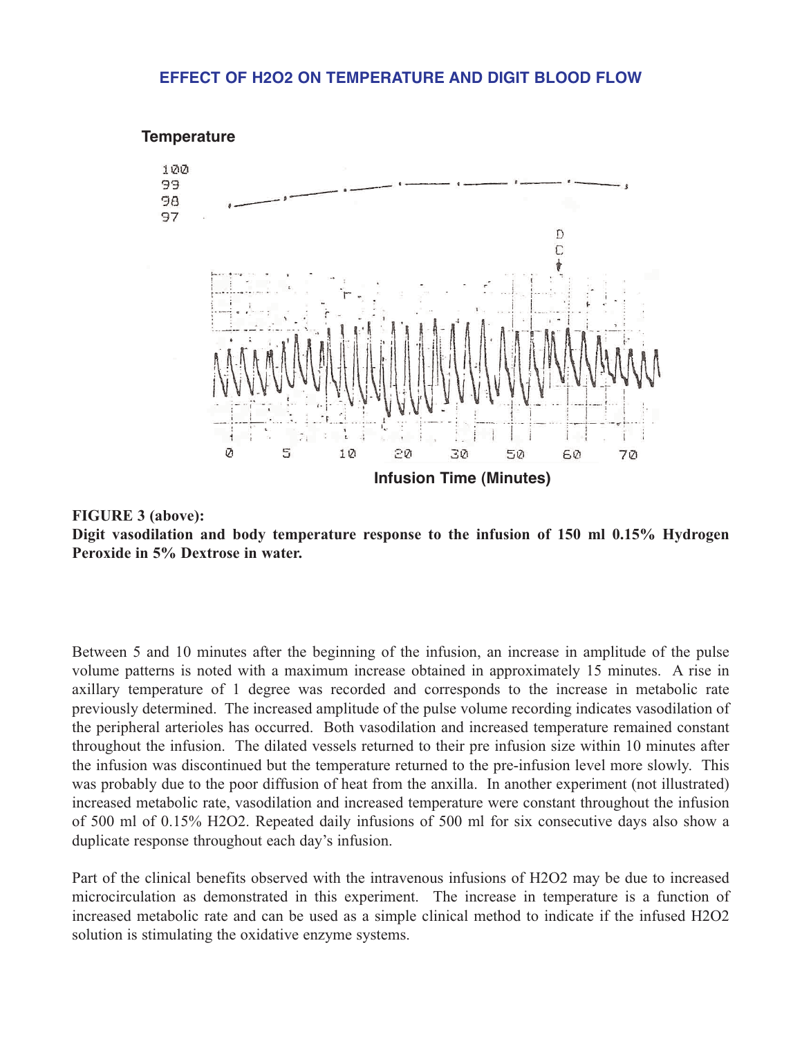## EFFECT OF H2O2 ON TEMPERATURE AND DIGIT BLOOD FLOW

**Temperature**

100
99
98
97

D
C

0 5 10 20 30 50 60 70

**Infusion Time (Minutes)**

**FIGURE 3 (above):**
**Digit vasodilation and body temperature response to the infusion of 150 ml 0.15% Hydrogen Peroxide in 5% Dextrose in water.**

Between 5 and 10 minutes after the beginning of the infusion, an increase in amplitude of the pulse volume patterns is noted with a maximum increase obtained in approximately 15 minutes. A rise in axillary temperature of 1 degree was recorded and corresponds to the increase in metabolic rate previously determined. The increased amplitude of the pulse volume recording indicates vasodilation of the peripheral arterioles has occurred. Both vasodilation and increased temperature remained constant throughout the infusion. The dilated vessels returned to their pre infusion size within 10 minutes after the infusion was discontinued but the temperature returned to the pre-infusion level more slowly. This was probably due to the poor diffusion of heat from the anxilla. In another experiment (not illustrated) increased metabolic rate, vasodilation and increased temperature were constant throughout the infusion of 500 ml of 0.15% H2O2. Repeated daily infusions of 500 ml for six consecutive days also show a duplicate response throughout each day's infusion.

Part of the clinical benefits observed with the intravenous infusions of H2O2 may be due to increased microcirculation as demonstrated in this experiment. The increase in temperature is a function of increased metabolic rate and can be used as a simple clinical method to indicate if the infused H2O2 solution is stimulating the oxidative enzyme systems.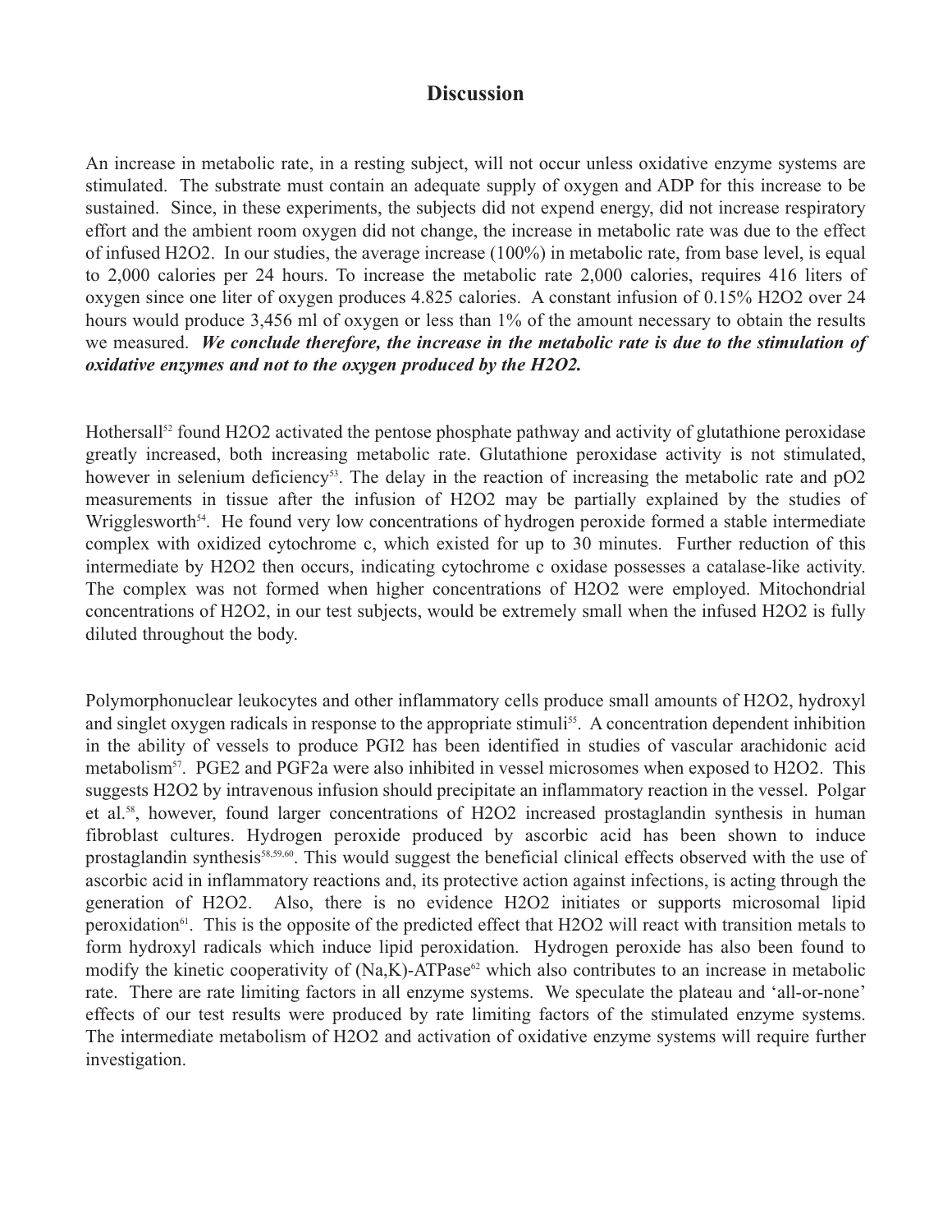## Discussion

An increase in metabolic rate, in a resting subject, will not occur unless oxidative enzyme systems are stimulated. The substrate must contain an adequate supply of oxygen and ADP for this increase to be sustained. Since, in these experiments, the subjects did not expend energy, did not increase respiratory effort and the ambient room oxygen did not change, the increase in metabolic rate was due to the effect of infused $H_2O_2$. In our studies, the average increase (100%) in metabolic rate, from base level, is equal to 2,000 calories per 24 hours. To increase the metabolic rate 2,000 calories, requires 416 liters of oxygen since one liter of oxygen produces 4.825 calories. A constant infusion of 0.15% $H_2O_2$ over 24 hours would produce 3,456 ml of oxygen or less than 1% of the amount necessary to obtain the results we measured. ***We conclude therefore, the increase in the metabolic rate is due to the stimulation of oxidative enzymes and not to the oxygen produced by the H2O2.***

Hothersall[52] found $H_2O_2$ activated the pentose phosphate pathway and activity of glutathione peroxidase greatly increased, both increasing metabolic rate. Glutathione peroxidase activity is not stimulated, however in selenium deficiency[53]. The delay in the reaction of increasing the metabolic rate and $pO_2$ measurements in tissue after the infusion of $H_2O_2$ may be partially explained by the studies of Wrigglesworth[54]. He found very low concentrations of hydrogen peroxide formed a stable intermediate complex with oxidized cytochrome c, which existed for up to 30 minutes. Further reduction of this intermediate by $H_2O_2$ then occurs, indicating cytochrome c oxidase possesses a catalase-like activity. The complex was not formed when higher concentrations of $H_2O_2$ were employed. Mitochondrial concentrations of $H_2O_2$, in our test subjects, would be extremely small when the infused $H_2O_2$ is fully diluted throughout the body.

Polymorphonuclear leukocytes and other inflammatory cells produce small amounts of $H_2O_2$, hydroxyl and singlet oxygen radicals in response to the appropriate stimuli[55]. A concentration dependent inhibition in the ability of vessels to produce $PGI_2$ has been identified in studies of vascular arachidonic acid metabolism[57]. $PGE_2$ and $PGF_{2a}$ were also inhibited in vessel microsomes when exposed to $H_2O_2$. This suggests $H_2O_2$ by intravenous infusion should precipitate an inflammatory reaction in the vessel. Polgar et al.[58], however, found larger concentrations of $H_2O_2$ increased prostaglandin synthesis in human fibroblast cultures. Hydrogen peroxide produced by ascorbic acid has been shown to induce prostaglandin synthesis[58,59,60]. This would suggest the beneficial clinical effects observed with the use of ascorbic acid in inflammatory reactions and, its protective action against infections, is acting through the generation of $H_2O_2$. Also, there is no evidence $H_2O_2$ initiates or supports microsomal lipid peroxidation[61]. This is the opposite of the predicted effect that $H_2O_2$ will react with transition metals to form hydroxyl radicals which induce lipid peroxidation. Hydrogen peroxide has also been found to modify the kinetic cooperativity of (Na,K)-ATPase[62] which also contributes to an increase in metabolic rate. There are rate limiting factors in all enzyme systems. We speculate the plateau and 'all-or-none' effects of our test results were produced by rate limiting factors of the stimulated enzyme systems. The intermediate metabolism of $H_2O_2$ and activation of oxidative enzyme systems will require further investigation.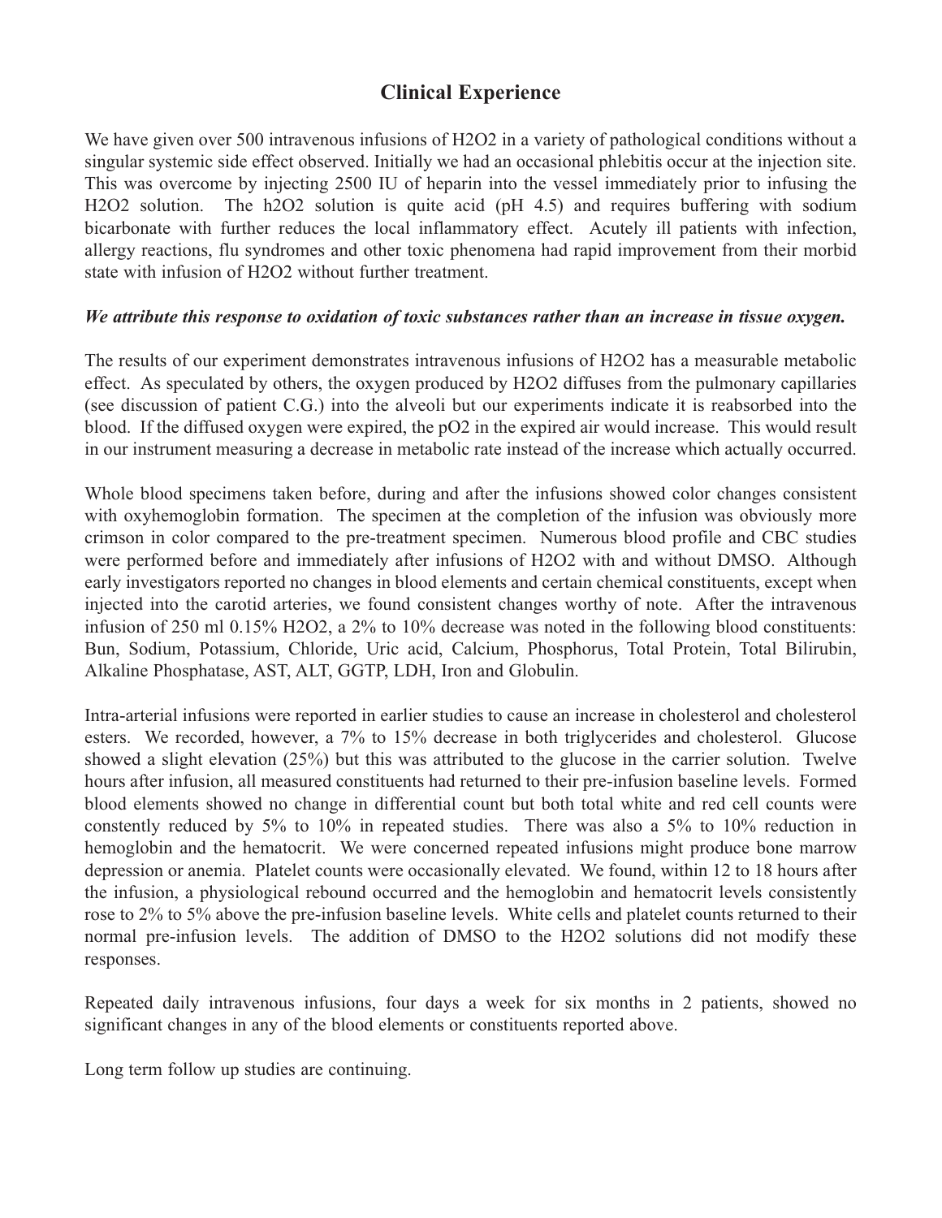## Clinical Experience

We have given over 500 intravenous infusions of $H_2O_2$ in a variety of pathological conditions without a singular systemic side effect observed. Initially we had an occasional phlebitis occur at the injection site. This was overcome by injecting 2500 IU of heparin into the vessel immediately prior to infusing the $H_2O_2$ solution. The $h_2O_2$ solution is quite acid (pH 4.5) and requires buffering with sodium bicarbonate with further reduces the local inflammatory effect. Acutely ill patients with infection, allergy reactions, flu syndromes and other toxic phenomena had rapid improvement from their morbid state with infusion of $H_2O_2$ without further treatment.

***We attribute this response to oxidation of toxic substances rather than an increase in tissue oxygen.***

The results of our experiment demonstrates intravenous infusions of $H_2O_2$ has a measurable metabolic effect. As speculated by others, the oxygen produced by $H_2O_2$ diffuses from the pulmonary capillaries (see discussion of patient C.G.) into the alveoli but our experiments indicate it is reabsorbed into the blood. If the diffused oxygen were expired, the $pO_2$ in the expired air would increase. This would result in our instrument measuring a decrease in metabolic rate instead of the increase which actually occurred.

Whole blood specimens taken before, during and after the infusions showed color changes consistent with oxyhemoglobin formation. The specimen at the completion of the infusion was obviously more crimson in color compared to the pre-treatment specimen. Numerous blood profile and CBC studies were performed before and immediately after infusions of $H_2O_2$ with and without DMSO. Although early investigators reported no changes in blood elements and certain chemical constituents, except when injected into the carotid arteries, we found consistent changes worthy of note. After the intravenous infusion of 250 ml 0.15% $H_2O_2$, a 2% to 10% decrease was noted in the following blood constituents: Bun, Sodium, Potassium, Chloride, Uric acid, Calcium, Phosphorus, Total Protein, Total Bilirubin, Alkaline Phosphatase, AST, ALT, GGTP, LDH, Iron and Globulin.

Intra-arterial infusions were reported in earlier studies to cause an increase in cholesterol and cholesterol esters. We recorded, however, a 7% to 15% decrease in both triglycerides and cholesterol. Glucose showed a slight elevation (25%) but this was attributed to the glucose in the carrier solution. Twelve hours after infusion, all measured constituents had returned to their pre-infusion baseline levels. Formed blood elements showed no change in differential count but both total white and red cell counts were constently reduced by 5% to 10% in repeated studies. There was also a 5% to 10% reduction in hemoglobin and the hematocrit. We were concerned repeated infusions might produce bone marrow depression or anemia. Platelet counts were occasionally elevated. We found, within 12 to 18 hours after the infusion, a physiological rebound occurred and the hemoglobin and hematocrit levels consistently rose to 2% to 5% above the pre-infusion baseline levels. White cells and platelet counts returned to their normal pre-infusion levels. The addition of DMSO to the $H_2O_2$ solutions did not modify these responses.

Repeated daily intravenous infusions, four days a week for six months in 2 patients, showed no significant changes in any of the blood elements or constituents reported above.

Long term follow up studies are continuing.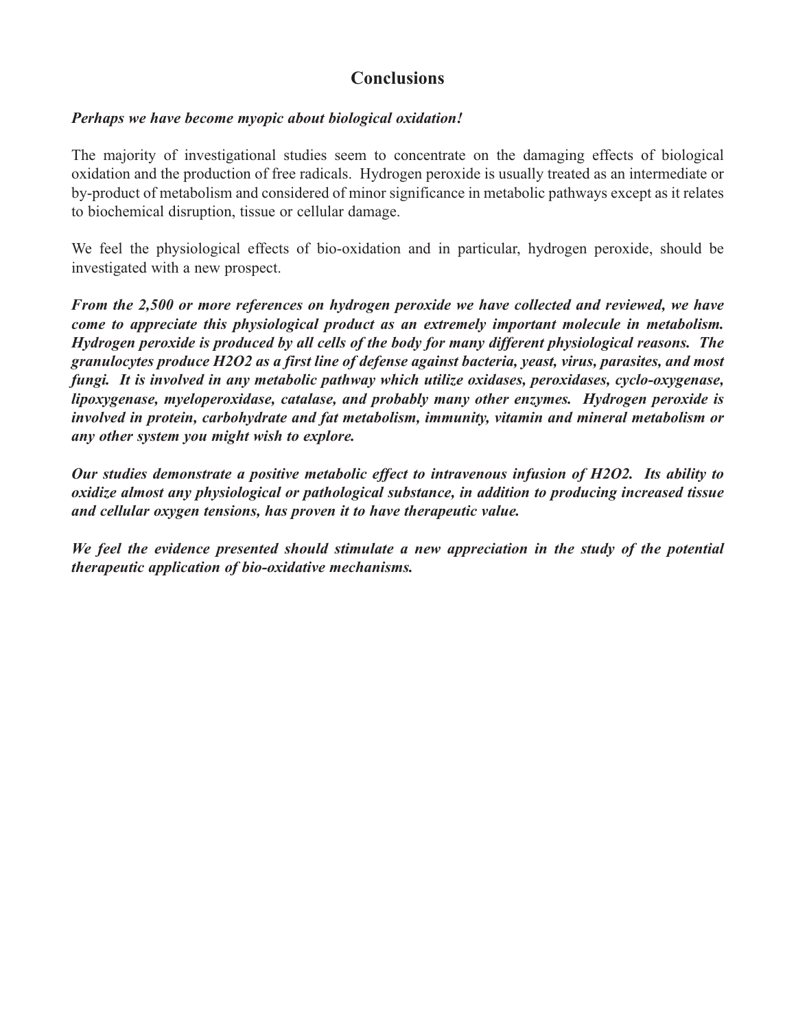## Conclusions

***Perhaps we have become myopic about biological oxidation!***

The majority of investigational studies seem to concentrate on the damaging effects of biological oxidation and the production of free radicals. Hydrogen peroxide is usually treated as an intermediate or by-product of metabolism and considered of minor significance in metabolic pathways except as it relates to biochemical disruption, tissue or cellular damage.

We feel the physiological effects of bio-oxidation and in particular, hydrogen peroxide, should be investigated with a new prospect.

***From the 2,500 or more references on hydrogen peroxide we have collected and reviewed, we have come to appreciate this physiological product as an extremely important molecule in metabolism. Hydrogen peroxide is produced by all cells of the body for many different physiological reasons. The granulocytes produce $H_2O_2$ as a first line of defense against bacteria, yeast, virus, parasites, and most fungi. It is involved in any metabolic pathway which utilize oxidases, peroxidases, cyclo-oxygenase, lipoxygenase, myeloperoxidase, catalase, and probably many other enzymes. Hydrogen peroxide is involved in protein, carbohydrate and fat metabolism, immunity, vitamin and mineral metabolism or any other system you might wish to explore.***

***Our studies demonstrate a positive metabolic effect to intravenous infusion of $H_2O_2$. Its ability to oxidize almost any physiological or pathological substance, in addition to producing increased tissue and cellular oxygen tensions, has proven it to have therapeutic value.***

***We feel the evidence presented should stimulate a new appreciation in the study of the potential therapeutic application of bio-oxidative mechanisms.***